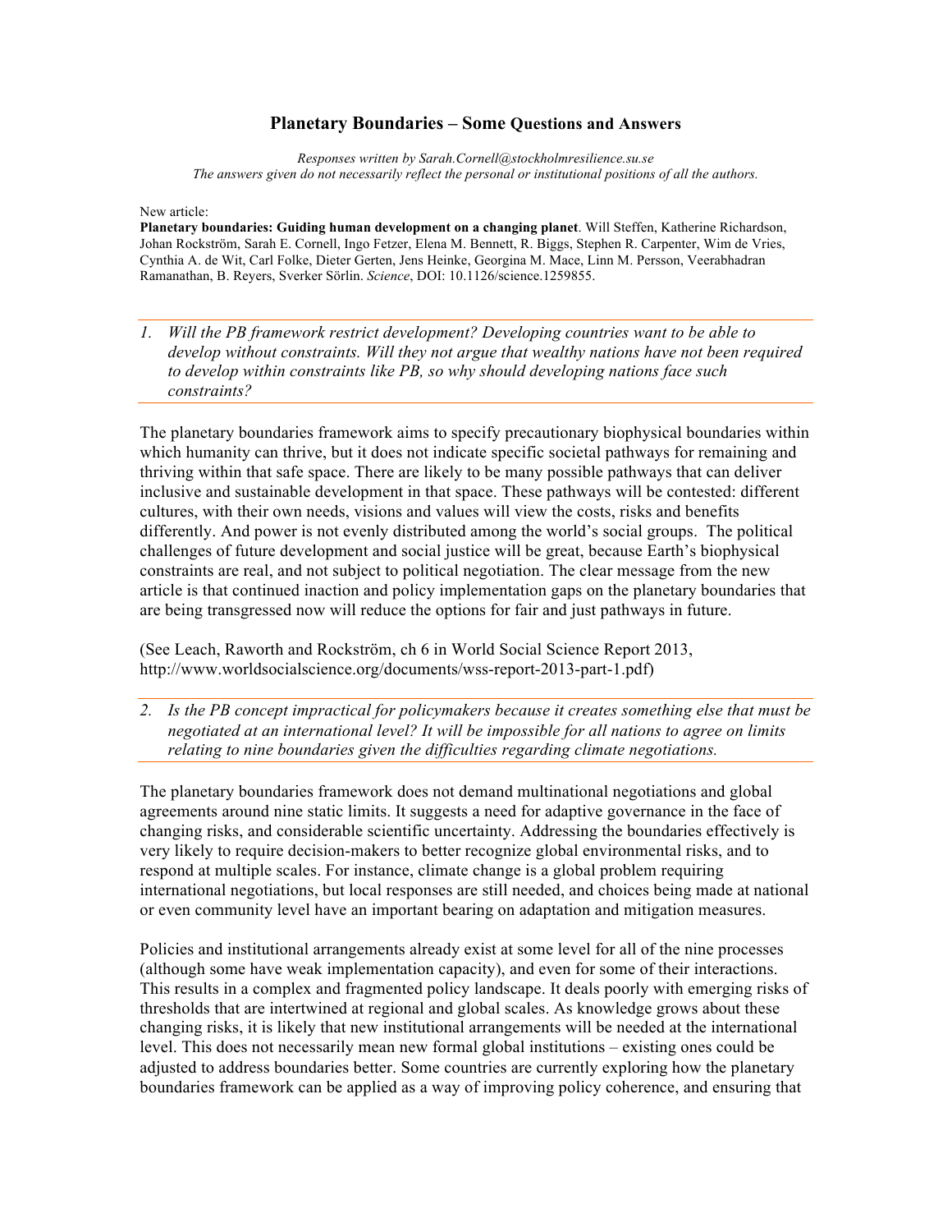# Planetary Boundaries – Some Questions and Answers

*Responses written by Sarah.Cornell@stockholmresilience.su.se*
*The answers given do not necessarily reflect the personal or institutional positions of all the authors.*

New article:
**Planetary boundaries: Guiding human development on a changing planet**. Will Steffen, Katherine Richardson, Johan Rockström, Sarah E. Cornell, Ingo Fetzer, Elena M. Bennett, R. Biggs, Stephen R. Carpenter, Wim de Vries, Cynthia A. de Wit, Carl Folke, Dieter Gerten, Jens Heinke, Georgina M. Mace, Linn M. Persson, Veerabhadran Ramanathan, B. Reyers, Sverker Sörlin. *Science*, DOI: 10.1126/science.1259855.

---

*1. Will the PB framework restrict development? Developing countries want to be able to develop without constraints. Will they not argue that wealthy nations have not been required to develop within constraints like PB, so why should developing nations face such constraints?*

---

The planetary boundaries framework aims to specify precautionary biophysical boundaries within which humanity can thrive, but it does not indicate specific societal pathways for remaining and thriving within that safe space. There are likely to be many possible pathways that can deliver inclusive and sustainable development in that space. These pathways will be contested: different cultures, with their own needs, visions and values will view the costs, risks and benefits differently. And power is not evenly distributed among the world's social groups. The political challenges of future development and social justice will be great, because Earth's biophysical constraints are real, and not subject to political negotiation. The clear message from the new article is that continued inaction and policy implementation gaps on the planetary boundaries that are being transgressed now will reduce the options for fair and just pathways in future.

(See Leach, Raworth and Rockström, ch 6 in World Social Science Report 2013, http://www.worldsocialscience.org/documents/wss-report-2013-part-1.pdf)

---

*2. Is the PB concept impractical for policymakers because it creates something else that must be negotiated at an international level? It will be impossible for all nations to agree on limits relating to nine boundaries given the difficulties regarding climate negotiations.*

---

The planetary boundaries framework does not demand multinational negotiations and global agreements around nine static limits. It suggests a need for adaptive governance in the face of changing risks, and considerable scientific uncertainty. Addressing the boundaries effectively is very likely to require decision-makers to better recognize global environmental risks, and to respond at multiple scales. For instance, climate change is a global problem requiring international negotiations, but local responses are still needed, and choices being made at national or even community level have an important bearing on adaptation and mitigation measures.

Policies and institutional arrangements already exist at some level for all of the nine processes (although some have weak implementation capacity), and even for some of their interactions. This results in a complex and fragmented policy landscape. It deals poorly with emerging risks of thresholds that are intertwined at regional and global scales. As knowledge grows about these changing risks, it is likely that new institutional arrangements will be needed at the international level. This does not necessarily mean new formal global institutions – existing ones could be adjusted to address boundaries better. Some countries are currently exploring how the planetary boundaries framework can be applied as a way of improving policy coherence, and ensuring that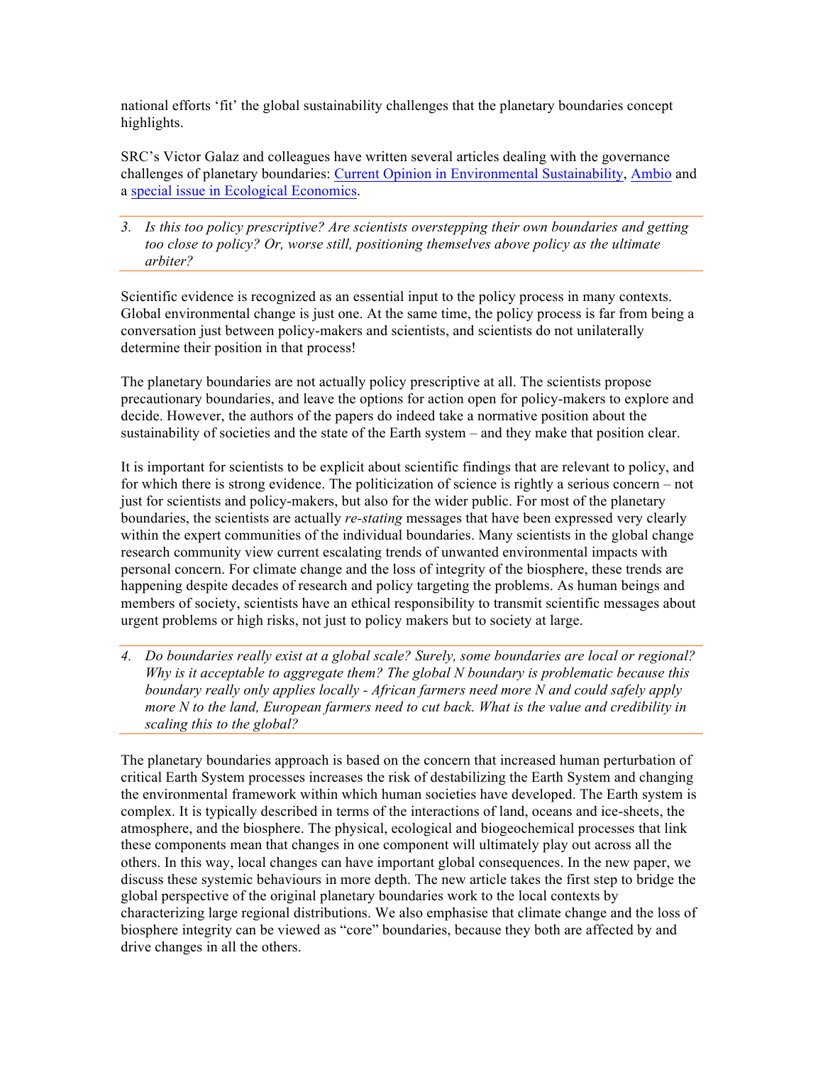national efforts 'fit' the global sustainability challenges that the planetary boundaries concept highlights.

SRC's Victor Galaz and colleagues have written several articles dealing with the governance challenges of planetary boundaries: [Current Opinion in Environmental Sustainability](), [Ambio]() and a [special issue in Ecological Economics]().

---

*3. Is this too policy prescriptive? Are scientists overstepping their own boundaries and getting too close to policy? Or, worse still, positioning themselves above policy as the ultimate arbiter?*

---

Scientific evidence is recognized as an essential input to the policy process in many contexts. Global environmental change is just one. At the same time, the policy process is far from being a conversation just between policy-makers and scientists, and scientists do not unilaterally determine their position in that process!

The planetary boundaries are not actually policy prescriptive at all. The scientists propose precautionary boundaries, and leave the options for action open for policy-makers to explore and decide. However, the authors of the papers do indeed take a normative position about the sustainability of societies and the state of the Earth system – and they make that position clear.

It is important for scientists to be explicit about scientific findings that are relevant to policy, and for which there is strong evidence. The politicization of science is rightly a serious concern – not just for scientists and policy-makers, but also for the wider public. For most of the planetary boundaries, the scientists are actually *re-stating* messages that have been expressed very clearly within the expert communities of the individual boundaries. Many scientists in the global change research community view current escalating trends of unwanted environmental impacts with personal concern. For climate change and the loss of integrity of the biosphere, these trends are happening despite decades of research and policy targeting the problems. As human beings and members of society, scientists have an ethical responsibility to transmit scientific messages about urgent problems or high risks, not just to policy makers but to society at large.

---

*4. Do boundaries really exist at a global scale? Surely, some boundaries are local or regional? Why is it acceptable to aggregate them? The global N boundary is problematic because this boundary really only applies locally - African farmers need more N and could safely apply more N to the land, European farmers need to cut back. What is the value and credibility in scaling this to the global?*

---

The planetary boundaries approach is based on the concern that increased human perturbation of critical Earth System processes increases the risk of destabilizing the Earth System and changing the environmental framework within which human societies have developed. The Earth system is complex. It is typically described in terms of the interactions of land, oceans and ice-sheets, the atmosphere, and the biosphere. The physical, ecological and biogeochemical processes that link these components mean that changes in one component will ultimately play out across all the others. In this way, local changes can have important global consequences. In the new paper, we discuss these systemic behaviours in more depth. The new article takes the first step to bridge the global perspective of the original planetary boundaries work to the local contexts by characterizing large regional distributions. We also emphasise that climate change and the loss of biosphere integrity can be viewed as "core" boundaries, because they both are affected by and drive changes in all the others.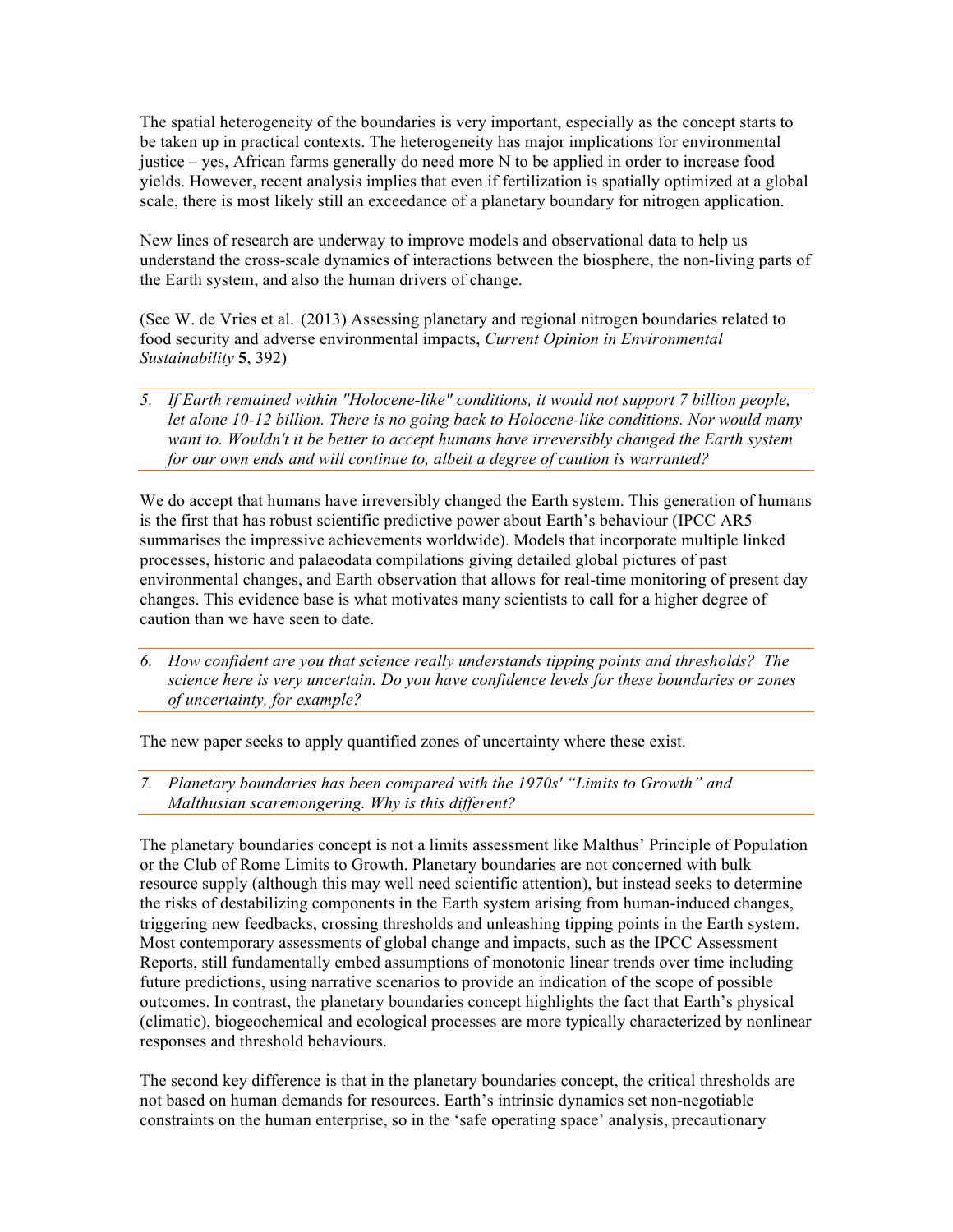The spatial heterogeneity of the boundaries is very important, especially as the concept starts to be taken up in practical contexts. The heterogeneity has major implications for environmental justice – yes, African farms generally do need more N to be applied in order to increase food yields. However, recent analysis implies that even if fertilization is spatially optimized at a global scale, there is most likely still an exceedance of a planetary boundary for nitrogen application.

New lines of research are underway to improve models and observational data to help us understand the cross-scale dynamics of interactions between the biosphere, the non-living parts of the Earth system, and also the human drivers of change.

(See W. de Vries et al. (2013) Assessing planetary and regional nitrogen boundaries related to food security and adverse environmental impacts, *Current Opinion in Environmental Sustainability* **5**, 392)

5. *If Earth remained within "Holocene-like" conditions, it would not support 7 billion people, let alone 10-12 billion. There is no going back to Holocene-like conditions. Nor would many want to. Wouldn't it be better to accept humans have irreversibly changed the Earth system for our own ends and will continue to, albeit a degree of caution is warranted?*

We do accept that humans have irreversibly changed the Earth system. This generation of humans is the first that has robust scientific predictive power about Earth's behaviour (IPCC AR5 summarises the impressive achievements worldwide). Models that incorporate multiple linked processes, historic and palaeodata compilations giving detailed global pictures of past environmental changes, and Earth observation that allows for real-time monitoring of present day changes. This evidence base is what motivates many scientists to call for a higher degree of caution than we have seen to date.

6. *How confident are you that science really understands tipping points and thresholds? The science here is very uncertain. Do you have confidence levels for these boundaries or zones of uncertainty, for example?*

The new paper seeks to apply quantified zones of uncertainty where these exist.

7. *Planetary boundaries has been compared with the 1970s' "Limits to Growth" and Malthusian scaremongering. Why is this different?*

The planetary boundaries concept is not a limits assessment like Malthus' Principle of Population or the Club of Rome Limits to Growth. Planetary boundaries are not concerned with bulk resource supply (although this may well need scientific attention), but instead seeks to determine the risks of destabilizing components in the Earth system arising from human-induced changes, triggering new feedbacks, crossing thresholds and unleashing tipping points in the Earth system. Most contemporary assessments of global change and impacts, such as the IPCC Assessment Reports, still fundamentally embed assumptions of monotonic linear trends over time including future predictions, using narrative scenarios to provide an indication of the scope of possible outcomes. In contrast, the planetary boundaries concept highlights the fact that Earth's physical (climatic), biogeochemical and ecological processes are more typically characterized by nonlinear responses and threshold behaviours.

The second key difference is that in the planetary boundaries concept, the critical thresholds are not based on human demands for resources. Earth's intrinsic dynamics set non-negotiable constraints on the human enterprise, so in the 'safe operating space' analysis, precautionary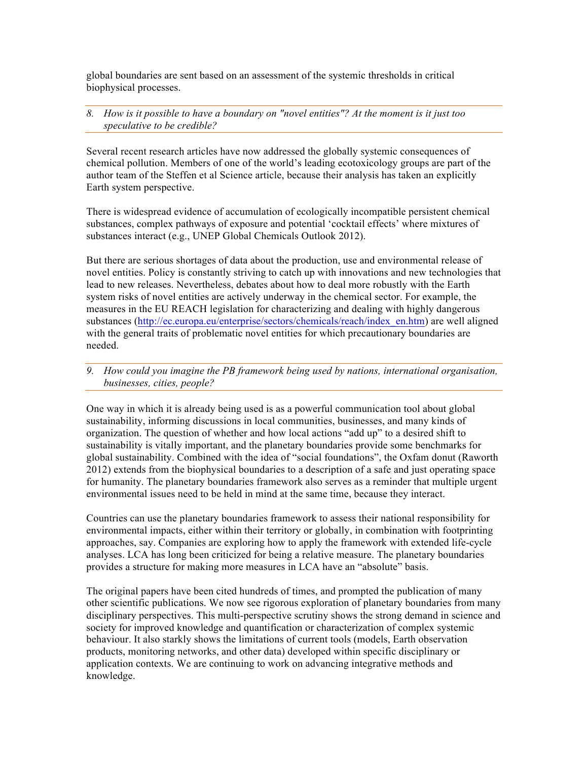global boundaries are sent based on an assessment of the systemic thresholds in critical biophysical processes.

*8. How is it possible to have a boundary on "novel entities"? At the moment is it just too speculative to be credible?*

Several recent research articles have now addressed the globally systemic consequences of chemical pollution. Members of one of the world's leading ecotoxicology groups are part of the author team of the Steffen et al Science article, because their analysis has taken an explicitly Earth system perspective.

There is widespread evidence of accumulation of ecologically incompatible persistent chemical substances, complex pathways of exposure and potential 'cocktail effects' where mixtures of substances interact (e.g., UNEP Global Chemicals Outlook 2012).

But there are serious shortages of data about the production, use and environmental release of novel entities. Policy is constantly striving to catch up with innovations and new technologies that lead to new releases. Nevertheless, debates about how to deal more robustly with the Earth system risks of novel entities are actively underway in the chemical sector. For example, the measures in the EU REACH legislation for characterizing and dealing with highly dangerous substances (http://ec.europa.eu/enterprise/sectors/chemicals/reach/index_en.htm) are well aligned with the general traits of problematic novel entities for which precautionary boundaries are needed.

*9. How could you imagine the PB framework being used by nations, international organisation, businesses, cities, people?*

One way in which it is already being used is as a powerful communication tool about global sustainability, informing discussions in local communities, businesses, and many kinds of organization. The question of whether and how local actions "add up" to a desired shift to sustainability is vitally important, and the planetary boundaries provide some benchmarks for global sustainability. Combined with the idea of "social foundations", the Oxfam donut (Raworth 2012) extends from the biophysical boundaries to a description of a safe and just operating space for humanity. The planetary boundaries framework also serves as a reminder that multiple urgent environmental issues need to be held in mind at the same time, because they interact.

Countries can use the planetary boundaries framework to assess their national responsibility for environmental impacts, either within their territory or globally, in combination with footprinting approaches, say. Companies are exploring how to apply the framework with extended life-cycle analyses. LCA has long been criticized for being a relative measure. The planetary boundaries provides a structure for making more measures in LCA have an "absolute" basis.

The original papers have been cited hundreds of times, and prompted the publication of many other scientific publications. We now see rigorous exploration of planetary boundaries from many disciplinary perspectives. This multi-perspective scrutiny shows the strong demand in science and society for improved knowledge and quantification or characterization of complex systemic behaviour. It also starkly shows the limitations of current tools (models, Earth observation products, monitoring networks, and other data) developed within specific disciplinary or application contexts. We are continuing to work on advancing integrative methods and knowledge.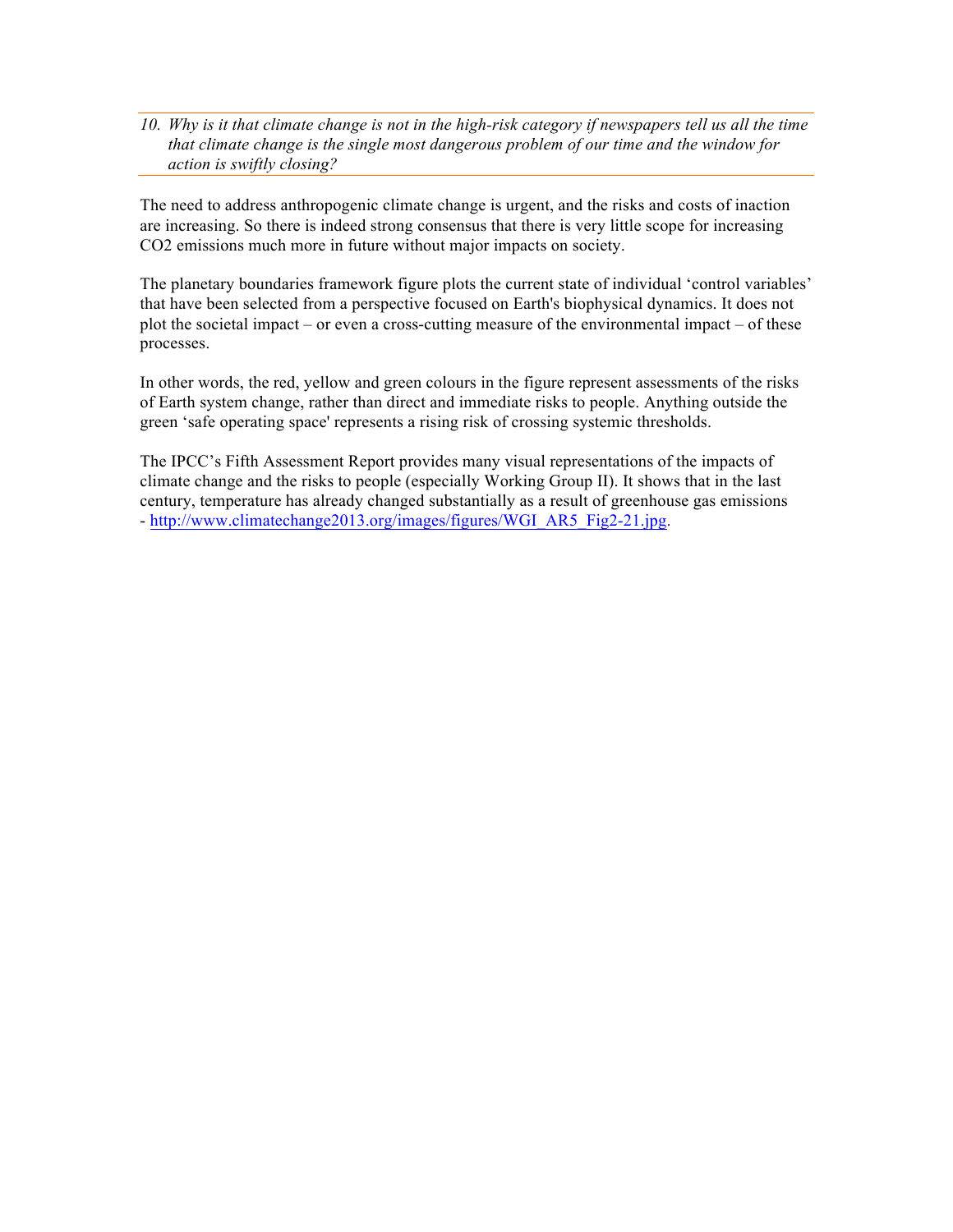*10. Why is it that climate change is not in the high-risk category if newspapers tell us all the time that climate change is the single most dangerous problem of our time and the window for action is swiftly closing?*

The need to address anthropogenic climate change is urgent, and the risks and costs of inaction are increasing. So there is indeed strong consensus that there is very little scope for increasing $CO_2$ emissions much more in future without major impacts on society.

The planetary boundaries framework figure plots the current state of individual 'control variables' that have been selected from a perspective focused on Earth's biophysical dynamics. It does not plot the societal impact – or even a cross-cutting measure of the environmental impact – of these processes.

In other words, the red, yellow and green colours in the figure represent assessments of the risks of Earth system change, rather than direct and immediate risks to people. Anything outside the green 'safe operating space' represents a rising risk of crossing systemic thresholds.

The IPCC's Fifth Assessment Report provides many visual representations of the impacts of climate change and the risks to people (especially Working Group II). It shows that in the last century, temperature has already changed substantially as a result of greenhouse gas emissions - http://www.climatechange2013.org/images/figures/WGI_AR5_Fig2-21.jpg.